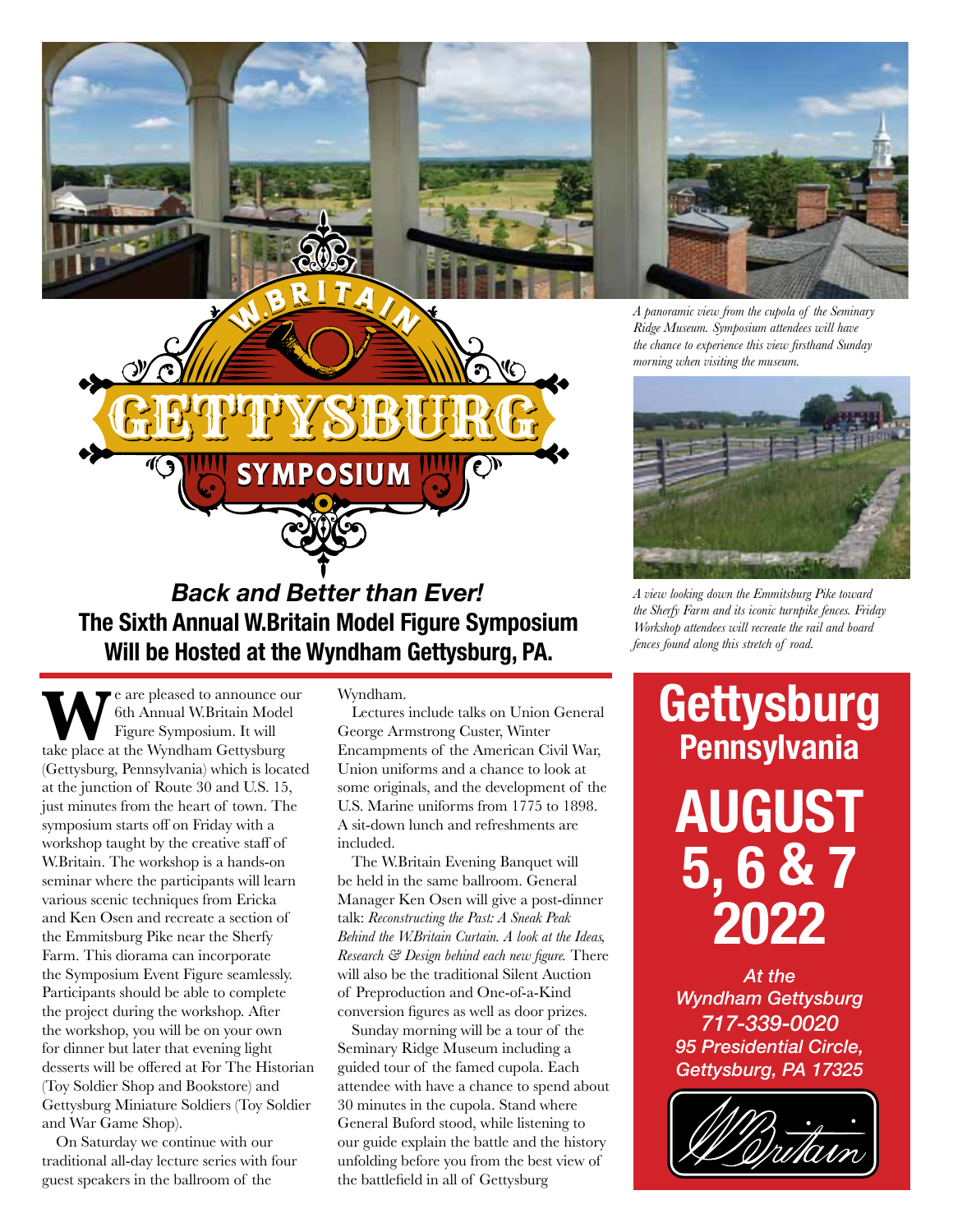# W.BRITAIN GETTYSBURG SYMPOSIUM

## *Back and Better than Ever!*

## The Sixth Annual W.Britain Model Figure Symposium Will be Hosted at the Wyndham Gettysburg, PA.

*A panoramic view from the cupola of the Seminary Ridge Museum. Symposium attendees will have the chance to experience this view firsthand Sunday morning when visiting the museum.*

*A view looking down the Emmitsburg Pike toward the Sherfy Farm and its iconic turnpike fences. Friday Workshop attendees will recreate the rail and board fences found along this stretch of road.*

We are pleased to announce our 6th Annual W.Britain Model Figure Symposium. It will take place at the Wyndham Gettysburg (Gettysburg, Pennsylvania) which is located at the junction of Route 30 and U.S. 15, just minutes from the heart of town. The symposium starts off on Friday with a workshop taught by the creative staff of W.Britain. The workshop is a hands-on seminar where the participants will learn various scenic techniques from Ericka and Ken Osen and recreate a section of the Emmitsburg Pike near the Sherfy Farm. This diorama can incorporate the Symposium Event Figure seamlessly. Participants should be able to complete the project during the workshop. After the workshop, you will be on your own for dinner but later that evening light desserts will be offered at For The Historian (Toy Soldier Shop and Bookstore) and Gettysburg Miniature Soldiers (Toy Soldier and War Game Shop).

On Saturday we continue with our traditional all-day lecture series with four guest speakers in the ballroom of the Wyndham.

Lectures include talks on Union General George Armstrong Custer, Winter Encampments of the American Civil War, Union uniforms and a chance to look at some originals, and the development of the U.S. Marine uniforms from 1775 to 1898. A sit-down lunch and refreshments are included.

The W.Britain Evening Banquet will be held in the same ballroom. General Manager Ken Osen will give a post-dinner talk: *Reconstructing the Past: A Sneak Peak Behind the W.Britain Curtain. A look at the Ideas, Research & Design behind each new figure.* There will also be the traditional Silent Auction of Preproduction and One-of-a-Kind conversion figures as well as door prizes.

Sunday morning will be a tour of the Seminary Ridge Museum including a guided tour of the famed cupola. Each attendee will have a chance to spend about 30 minutes in the cupola. Stand where General Buford stood, while listening to our guide explain the battle and the history unfolding before you from the best view of the battlefield in all of Gettysburg

**Gettysburg**
**Pennsylvania**

**AUGUST 5, 6 & 7 2022**

*At the*
*Wyndham Gettysburg*
*717-339-0020*
*95 Presidential Circle,*
*Gettysburg, PA 17325*

W.Britain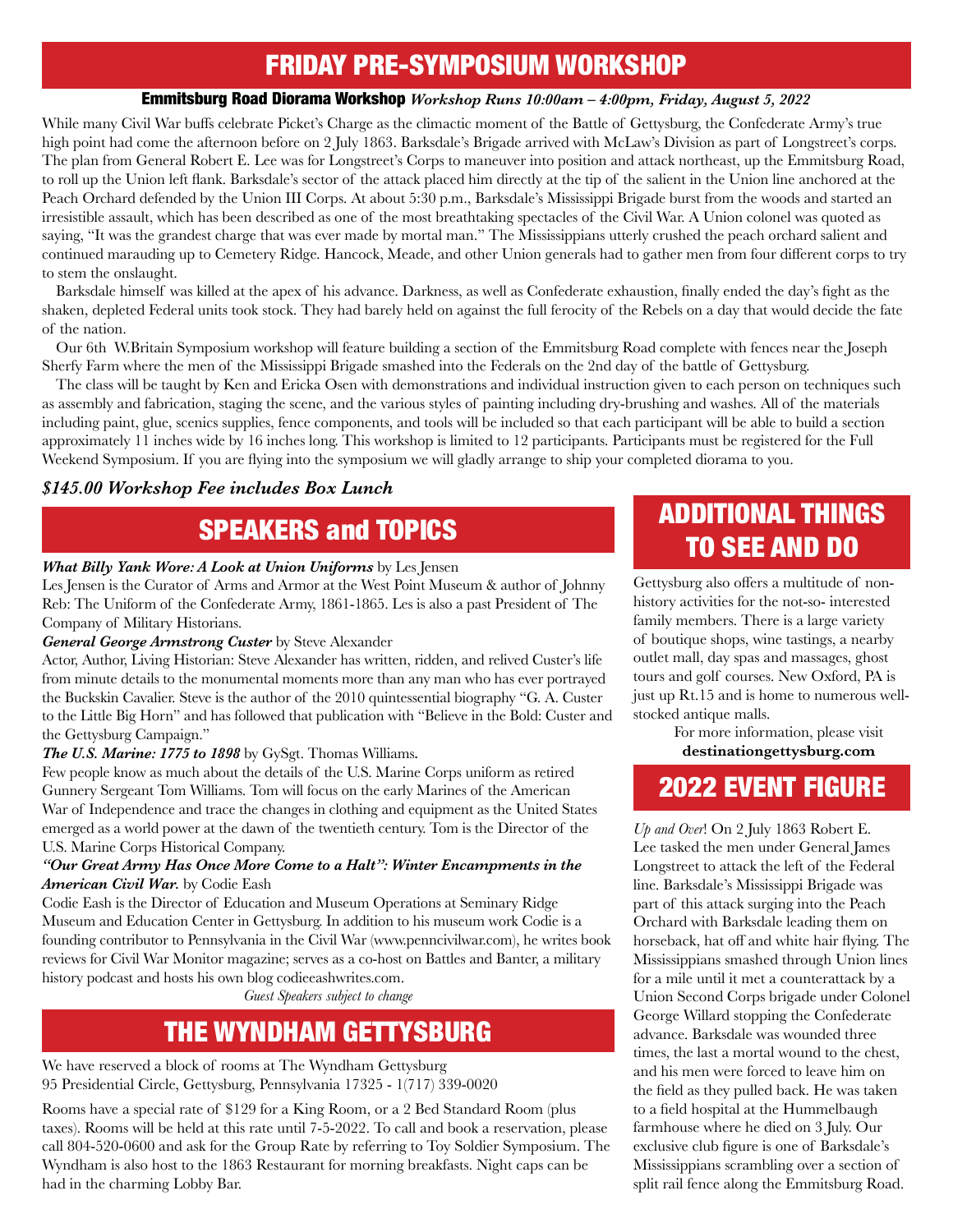## FRIDAY PRE-SYMPOSIUM WORKSHOP

### Emmitsburg Road Diorama Workshop *Workshop Runs 10:00am – 4:00pm, Friday, August 5, 2022*

While many Civil War buffs celebrate Picket's Charge as the climactic moment of the Battle of Gettysburg, the Confederate Army's true high point had come the afternoon before on 2 July 1863. Barksdale's Brigade arrived with McLaw's Division as part of Longstreet's corps. The plan from General Robert E. Lee was for Longstreet's Corps to maneuver into position and attack northeast, up the Emmitsburg Road, to roll up the Union left flank. Barksdale's sector of the attack placed him directly at the tip of the salient in the Union line anchored at the Peach Orchard defended by the Union III Corps. At about 5:30 p.m., Barksdale's Mississippi Brigade burst from the woods and started an irresistible assault, which has been described as one of the most breathtaking spectacles of the Civil War. A Union colonel was quoted as saying, "It was the grandest charge that was ever made by mortal man." The Mississippians utterly crushed the peach orchard salient and continued marauding up to Cemetery Ridge. Hancock, Meade, and other Union generals had to gather men from four different corps to try to stem the onslaught.

Barksdale himself was killed at the apex of his advance. Darkness, as well as Confederate exhaustion, finally ended the day's fight as the shaken, depleted Federal units took stock. They had barely held on against the full ferocity of the Rebels on a day that would decide the fate of the nation.

Our 6th W.Britain Symposium workshop will feature building a section of the Emmitsburg Road complete with fences near the Joseph Sherfy Farm where the men of the Mississippi Brigade smashed into the Federals on the 2nd day of the battle of Gettysburg.

The class will be taught by Ken and Ericka Osen with demonstrations and individual instruction given to each person on techniques such as assembly and fabrication, staging the scene, and the various styles of painting including dry-brushing and washes. All of the materials including paint, glue, scenics supplies, fence components, and tools will be included so that each participant will be able to build a section approximately 11 inches wide by 16 inches long. This workshop is limited to 12 participants. Participants must be registered for the Full Weekend Symposium. If you are flying into the symposium we will gladly arrange to ship your completed diorama to you.

***$145.00 Workshop Fee includes Box Lunch***

## SPEAKERS and TOPICS

***What Billy Yank Wore: A Look at Union Uniforms*** by Les Jensen

Les Jensen is the Curator of Arms and Armor at the West Point Museum & author of Johnny Reb: The Uniform of the Confederate Army, 1861-1865. Les is also a past President of The Company of Military Historians.

***General George Armstrong Custer*** by Steve Alexander

Actor, Author, Living Historian: Steve Alexander has written, ridden, and relived Custer's life from minute details to the monumental moments more than any man who has ever portrayed the Buckskin Cavalier. Steve is the author of the 2010 quintessential biography "G. A. Custer to the Little Big Horn" and has followed that publication with "Believe in the Bold: Custer and the Gettysburg Campaign."

***The U.S. Marine: 1775 to 1898*** by GySgt. Thomas Williams.

Few people know as much about the details of the U.S. Marine Corps uniform as retired Gunnery Sergeant Tom Williams. Tom will focus on the early Marines of the American War of Independence and trace the changes in clothing and equipment as the United States emerged as a world power at the dawn of the twentieth century. Tom is the Director of the U.S. Marine Corps Historical Company.

***"Our Great Army Has Once More Come to a Halt": Winter Encampments in the American Civil War.*** by Codie Eash

Codie Eash is the Director of Education and Museum Operations at Seminary Ridge Museum and Education Center in Gettysburg. In addition to his museum work Codie is a founding contributor to Pennsylvania in the Civil War (www.penncivilwar.com), he writes book reviews for Civil War Monitor magazine; serves as a co-host on Battles and Banter, a military history podcast and hosts his own blog codieeashwrites.com.

*Guest Speakers subject to change*

## THE WYNDHAM GETTYSBURG

We have reserved a block of rooms at The Wyndham Gettysburg
95 Presidential Circle, Gettysburg, Pennsylvania 17325 - 1(717) 339-0020

Rooms have a special rate of $129 for a King Room, or a 2 Bed Standard Room (plus taxes). Rooms will be held at this rate until 7-5-2022. To call and book a reservation, please call 804-520-0600 and ask for the Group Rate by referring to Toy Soldier Symposium. The Wyndham is also host to the 1863 Restaurant for morning breakfasts. Night caps can be had in the charming Lobby Bar.

## ADDITIONAL THINGS TO SEE AND DO

Gettysburg also offers a multitude of non-history activities for the not-so- interested family members. There is a large variety of boutique shops, wine tastings, a nearby outlet mall, day spas and massages, ghost tours and golf courses. New Oxford, PA is just up Rt.15 and is home to numerous well-stocked antique malls.

For more information, please visit **destinationgettysburg.com**

## 2022 EVENT FIGURE

*Up and Over*! On 2 July 1863 Robert E. Lee tasked the men under General James Longstreet to attack the left of the Federal line. Barksdale's Mississippi Brigade was part of this attack surging into the Peach Orchard with Barksdale leading them on horseback, hat off and white hair flying. The Mississippians smashed through Union lines for a mile until it met a counterattack by a Union Second Corps brigade under Colonel George Willard stopping the Confederate advance. Barksdale was wounded three times, the last a mortal wound to the chest, and his men were forced to leave him on the field as they pulled back. He was taken to a field hospital at the Hummelbaugh farmhouse where he died on 3 July. Our exclusive club figure is one of Barksdale's Mississippians scrambling over a section of split rail fence along the Emmitsburg Road.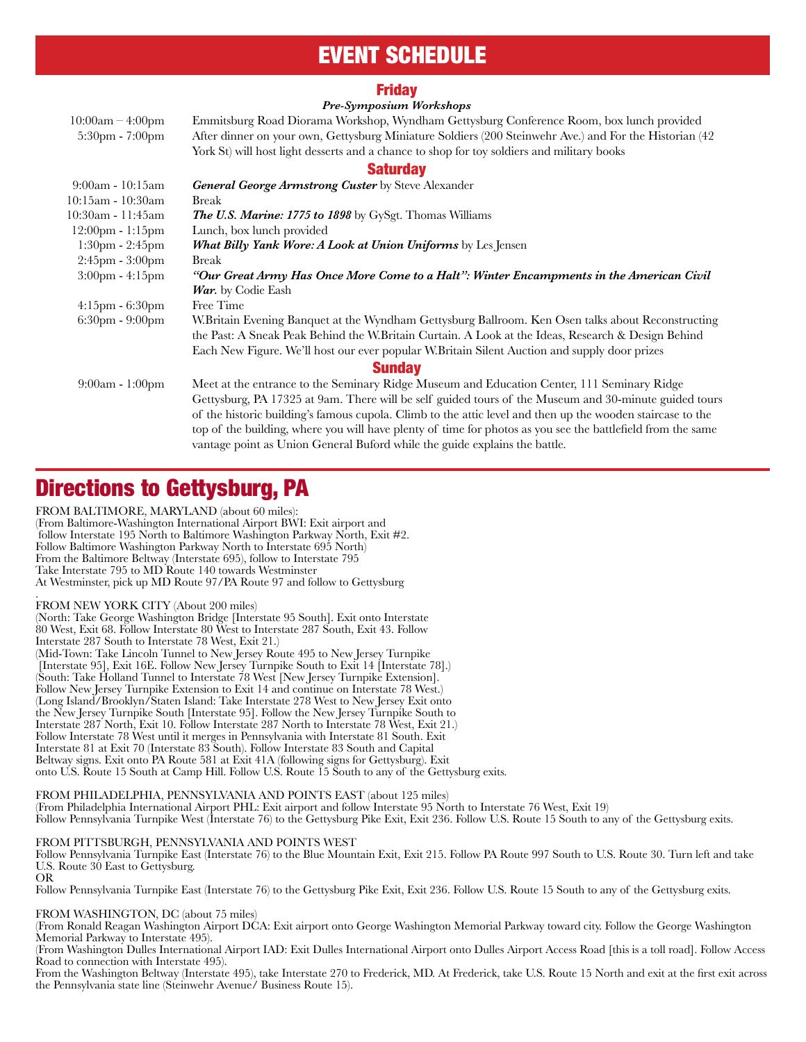# EVENT SCHEDULE

## Friday

***Pre-Symposium Workshops***

| | |
|---|---|
| 10:00am – 4:00pm | Emmitsburg Road Diorama Workshop, Wyndham Gettysburg Conference Room, box lunch provided |
| 5:30pm - 7:00pm | After dinner on your own, Gettysburg Miniature Soldiers (200 Steinwehr Ave.) and For the Historian (42 York St) will host light desserts and a chance to shop for toy soldiers and military books |

## Saturday

| | |
|---|---|
| 9:00am - 10:15am | ***General George Armstrong Custer*** by Steve Alexander |
| 10:15am - 10:30am | Break |
| 10:30am - 11:45am | ***The U.S. Marine: 1775 to 1898*** by GySgt. Thomas Williams |
| 12:00pm - 1:15pm | Lunch, box lunch provided |
| 1:30pm - 2:45pm | ***What Billy Yank Wore: A Look at Union Uniforms*** by Les Jensen |
| 2:45pm - 3:00pm | Break |
| 3:00pm - 4:15pm | ***"Our Great Army Has Once More Come to a Halt": Winter Encampments in the American Civil War.*** by Codie Eash |
| 4:15pm - 6:30pm | Free Time |
| 6:30pm - 9:00pm | W.Britain Evening Banquet at the Wyndham Gettysburg Ballroom. Ken Osen talks about Reconstructing the Past: A Sneak Peak Behind the W.Britain Curtain. A Look at the Ideas, Research & Design Behind Each New Figure. We'll host our ever popular W.Britain Silent Auction and supply door prizes |

## Sunday

| | |
|---|---|
| 9:00am - 1:00pm | Meet at the entrance to the Seminary Ridge Museum and Education Center, 111 Seminary Ridge Gettysburg, PA 17325 at 9am. There will be self guided tours of the Museum and 30-minute guided tours of the historic building's famous cupola. Climb to the attic level and then up the wooden staircase to the top of the building, where you will have plenty of time for photos as you see the battlefield from the same vantage point as Union General Buford while the guide explains the battle. |

# Directions to Gettysburg, PA

FROM BALTIMORE, MARYLAND (about 60 miles):
(From Baltimore-Washington International Airport BWI: Exit airport and follow Interstate 195 North to Baltimore Washington Parkway North, Exit #2. Follow Baltimore Washington Parkway North to Interstate 695 North)
From the Baltimore Beltway (Interstate 695), follow to Interstate 795
Take Interstate 795 to MD Route 140 towards Westminster
At Westminster, pick up MD Route 97/PA Route 97 and follow to Gettysburg

FROM NEW YORK CITY (About 200 miles)
(North: Take George Washington Bridge [Interstate 95 South]. Exit onto Interstate 80 West, Exit 68. Follow Interstate 80 West to Interstate 287 South, Exit 43. Follow Interstate 287 South to Interstate 78 West, Exit 21.)
(Mid-Town: Take Lincoln Tunnel to New Jersey Route 495 to New Jersey Turnpike [Interstate 95], Exit 16E. Follow New Jersey Turnpike South to Exit 14 [Interstate 78].)
(South: Take Holland Tunnel to Interstate 78 West [New Jersey Turnpike Extension]. Follow New Jersey Turnpike Extension to Exit 14 and continue on Interstate 78 West.)
(Long Island/Brooklyn/Staten Island: Take Interstate 278 West to New Jersey Exit onto the New Jersey Turnpike South [Interstate 95]. Follow the New Jersey Turnpike South to Interstate 287 North, Exit 10. Follow Interstate 287 North to Interstate 78 West, Exit 21.)
Follow Interstate 78 West until it merges in Pennsylvania with Interstate 81 South. Exit Interstate 81 at Exit 70 (Interstate 83 South). Follow Interstate 83 South and Capital Beltway signs. Exit onto PA Route 581 at Exit 41A (following signs for Gettysburg). Exit onto U.S. Route 15 South at Camp Hill. Follow U.S. Route 15 South to any of the Gettysburg exits.

FROM PHILADELPHIA, PENNSYLVANIA AND POINTS EAST (about 125 miles)
(From Philadelphia International Airport PHL: Exit airport and follow Interstate 95 North to Interstate 76 West, Exit 19)
Follow Pennsylvania Turnpike West (Interstate 76) to the Gettysburg Pike Exit, Exit 236. Follow U.S. Route 15 South to any of the Gettysburg exits.

FROM PITTSBURGH, PENNSYLVANIA AND POINTS WEST
Follow Pennsylvania Turnpike East (Interstate 76) to the Blue Mountain Exit, Exit 215. Follow PA Route 997 South to U.S. Route 30. Turn left and take U.S. Route 30 East to Gettysburg.
OR
Follow Pennsylvania Turnpike East (Interstate 76) to the Gettysburg Pike Exit, Exit 236. Follow U.S. Route 15 South to any of the Gettysburg exits.

FROM WASHINGTON, DC (about 75 miles)
(From Ronald Reagan Washington Airport DCA: Exit airport onto George Washington Memorial Parkway toward city. Follow the George Washington Memorial Parkway to Interstate 495).
(From Washington Dulles International Airport IAD: Exit Dulles International Airport onto Dulles Airport Access Road [this is a toll road]. Follow Access Road to connection with Interstate 495).
From the Washington Beltway (Interstate 495), take Interstate 270 to Frederick, MD. At Frederick, take U.S. Route 15 North and exit at the first exit across the Pennsylvania state line (Steinwehr Avenue/ Business Route 15).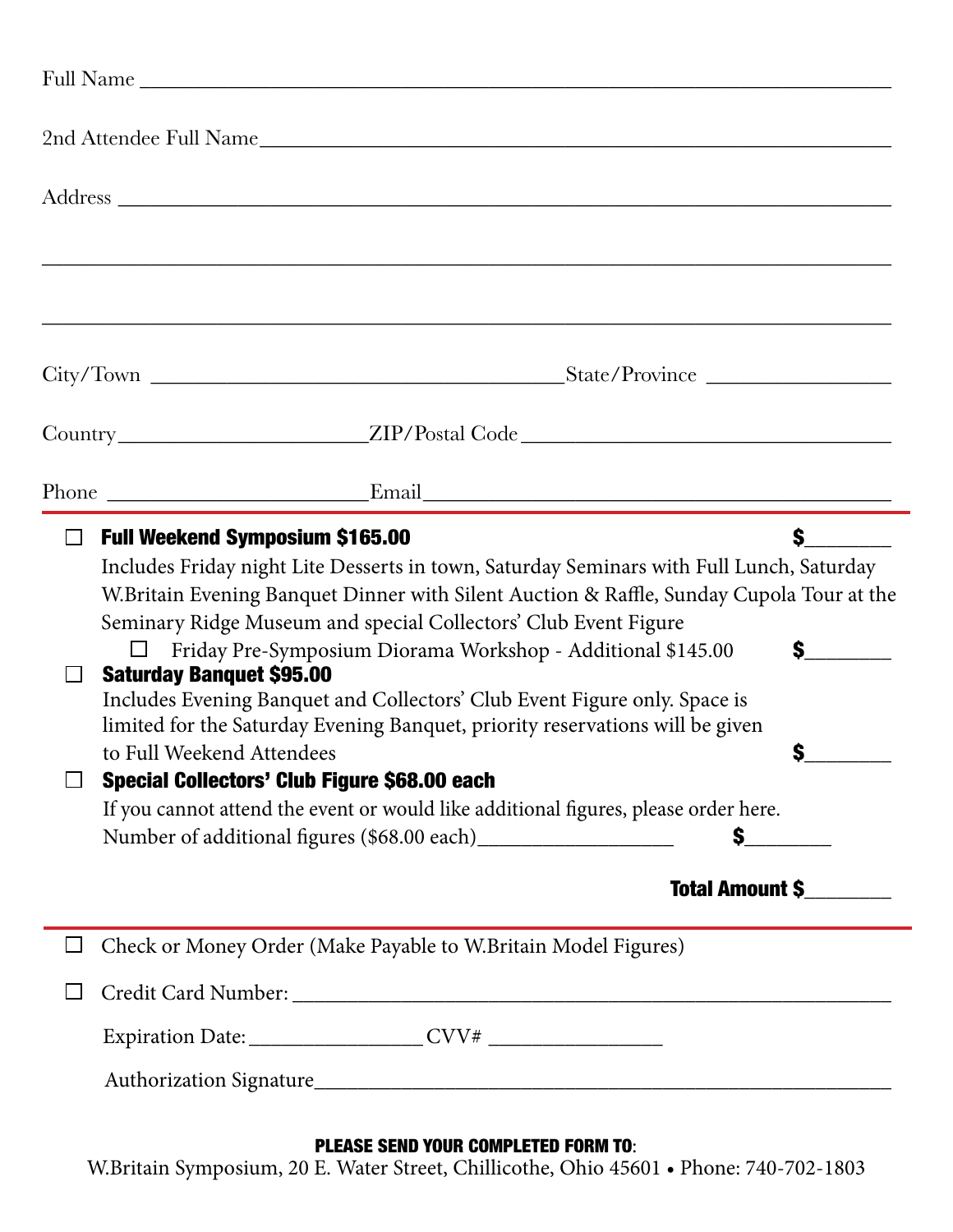Full Name ______________________________________________________________________

2nd Attendee Full Name___________________________________________________________

Address ________________________________________________________________________

________________________________________________________________________________

________________________________________________________________________________

City/Town ______________________________________State/Province ________________

Country_______________________ZIP/Postal Code___________________________________

Phone ________________________Email____________________________________________

---

☐ **Full Weekend Symposium $165.00** $________

Includes Friday night Lite Desserts in town, Saturday Seminars with Full Lunch, Saturday W.Britain Evening Banquet Dinner with Silent Auction & Raffle, Sunday Cupola Tour at the Seminary Ridge Museum and special Collectors' Club Event Figure

- ☐ Friday Pre-Symposium Diorama Workshop - Additional $145.00 $________

☐ **Saturday Banquet $95.00**

Includes Evening Banquet and Collectors' Club Event Figure only. Space is limited for the Saturday Evening Banquet, priority reservations will be given to Full Weekend Attendees $________

☐ **Special Collectors' Club Figure $68.00 each**

If you cannot attend the event or would like additional figures, please order here.

Number of additional figures ($68.00 each)__________________ $________

**Total Amount $**________

---

☐ Check or Money Order (Make Payable to W.Britain Model Figures)

☐ Credit Card Number: ___________________________________________________________

Expiration Date:________________ CVV# ________________

Authorization Signature__________________________________________________________

**PLEASE SEND YOUR COMPLETED FORM TO**:

W.Britain Symposium, 20 E. Water Street, Chillicothe, Ohio 45601 • Phone: 740-702-1803